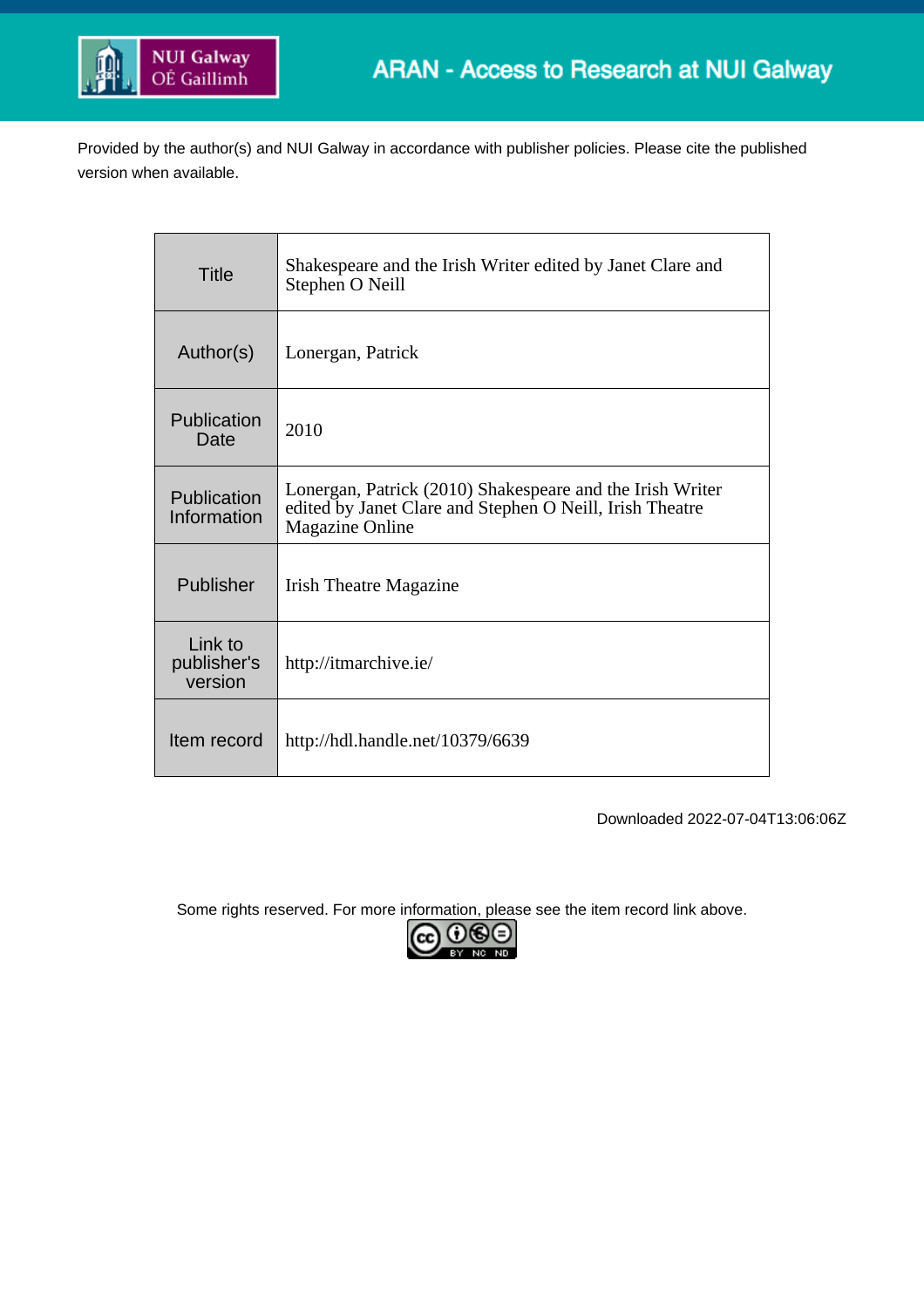NUI Galway
OÉ Gaillimh

ARAN - Access to Research at NUI Galway

Provided by the author(s) and NUI Galway in accordance with publisher policies. Please cite the published version when available.

| | |
|---|---|
| Title | Shakespeare and the Irish Writer edited by Janet Clare and Stephen O Neill |
| Author(s) | Lonergan, Patrick |
| Publication Date | 2010 |
| Publication Information | Lonergan, Patrick (2010) Shakespeare and the Irish Writer edited by Janet Clare and Stephen O Neill, Irish Theatre Magazine Online |
| Publisher | Irish Theatre Magazine |
| Link to publisher's version | http://itmarchive.ie/ |
| Item record | http://hdl.handle.net/10379/6639 |

Downloaded 2022-07-04T13:06:06Z

Some rights reserved. For more information, please see the item record link above.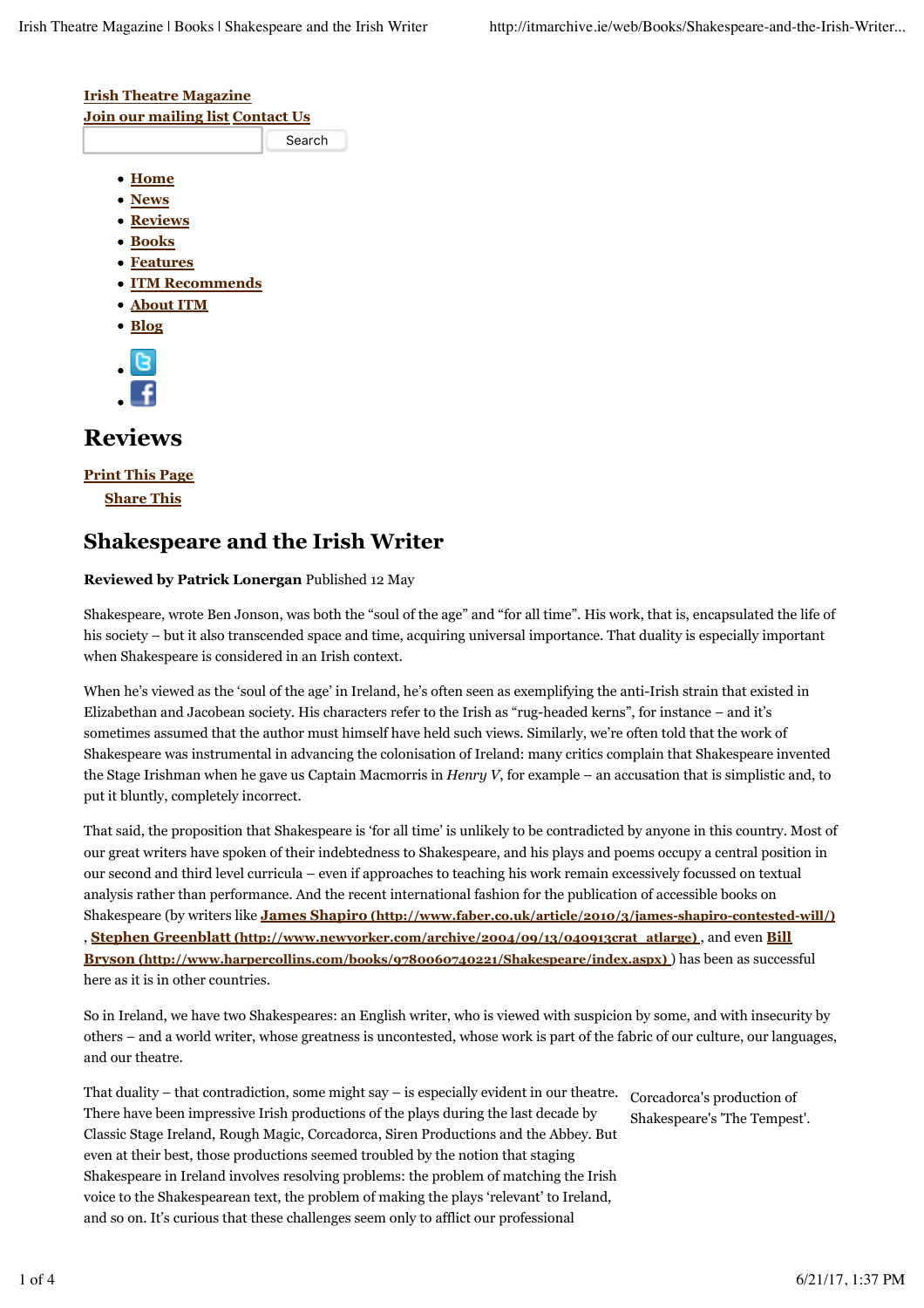[Irish Theatre Magazine](#)
[Join our mailing list](#) [Contact Us](#)

Search

- [Home](#)
- [News](#)
- [Reviews](#)
- [Books](#)
- [Features](#)
- [ITM Recommends](#)
- [About ITM](#)
- [Blog](#)

# Reviews

[Print This Page](#)
[Share This](#)

## Shakespeare and the Irish Writer

**Reviewed by Patrick Lonergan** Published 12 May

Shakespeare, wrote Ben Jonson, was both the "soul of the age" and "for all time". His work, that is, encapsulated the life of his society – but it also transcended space and time, acquiring universal importance. That duality is especially important when Shakespeare is considered in an Irish context.

When he's viewed as the 'soul of the age' in Ireland, he's often seen as exemplifying the anti-Irish strain that existed in Elizabethan and Jacobean society. His characters refer to the Irish as "rug-headed kerns", for instance – and it's sometimes assumed that the author must himself have held such views. Similarly, we're often told that the work of Shakespeare was instrumental in advancing the colonisation of Ireland: many critics complain that Shakespeare invented the Stage Irishman when he gave us Captain Macmorris in *Henry V*, for example – an accusation that is simplistic and, to put it bluntly, completely incorrect.

That said, the proposition that Shakespeare is 'for all time' is unlikely to be contradicted by anyone in this country. Most of our great writers have spoken of their indebtedness to Shakespeare, and his plays and poems occupy a central position in our second and third level curricula – even if approaches to teaching his work remain excessively focussed on textual analysis rather than performance. And the recent international fashion for the publication of accessible books on Shakespeare (by writers like **James Shapiro (http://www.faber.co.uk/article/2010/3/james-shapiro-contested-will/)** , **Stephen Greenblatt (http://www.newyorker.com/archive/2004/09/13/040913crat_atlarge)** , and even **Bill Bryson (http://www.harpercollins.com/books/9780060740221/Shakespeare/index.aspx)** ) has been as successful here as it is in other countries.

So in Ireland, we have two Shakespeares: an English writer, who is viewed with suspicion by some, and with insecurity by others – and a world writer, whose greatness is uncontested, whose work is part of the fabric of our culture, our languages, and our theatre.

Corcadorca's production of Shakespeare's 'The Tempest'.

That duality – that contradiction, some might say – is especially evident in our theatre. There have been impressive Irish productions of the plays during the last decade by Classic Stage Ireland, Rough Magic, Corcadorca, Siren Productions and the Abbey. But even at their best, those productions seemed troubled by the notion that staging Shakespeare in Ireland involves resolving problems: the problem of matching the Irish voice to the Shakespearean text, the problem of making the plays 'relevant' to Ireland, and so on. It's curious that these challenges seem only to afflict our professional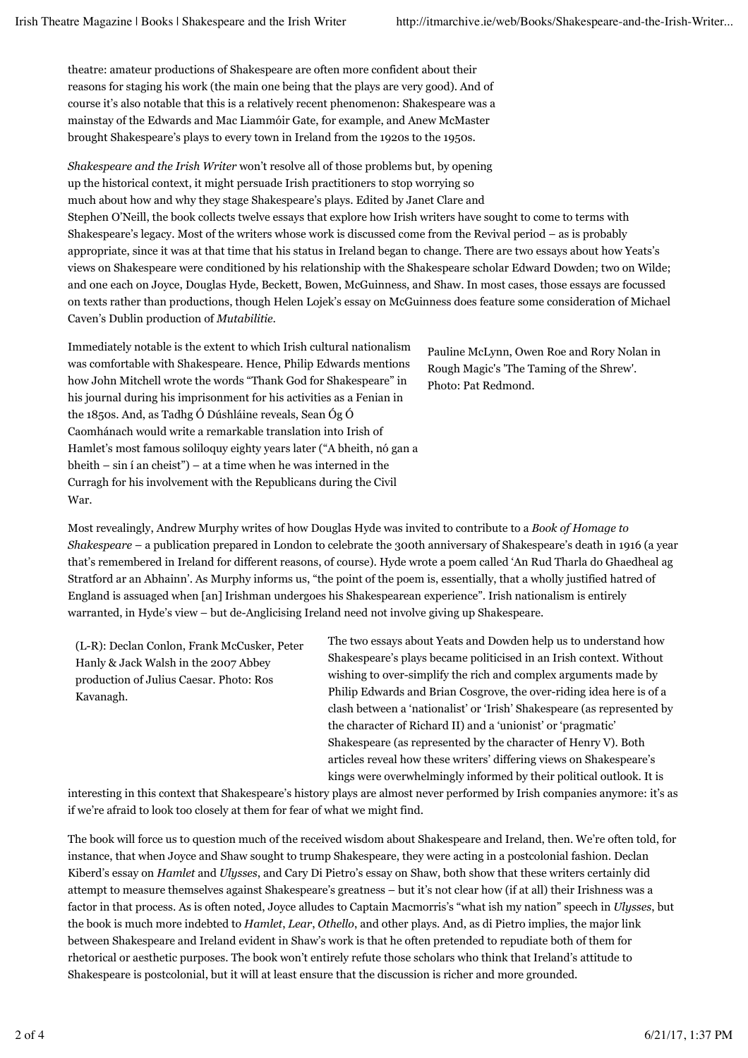theatre: amateur productions of Shakespeare are often more confident about their reasons for staging his work (the main one being that the plays are very good). And of course it's also notable that this is a relatively recent phenomenon: Shakespeare was a mainstay of the Edwards and Mac Liammóir Gate, for example, and Anew McMaster brought Shakespeare's plays to every town in Ireland from the 1920s to the 1950s.

*Shakespeare and the Irish Writer* won't resolve all of those problems but, by opening up the historical context, it might persuade Irish practitioners to stop worrying so much about how and why they stage Shakespeare's plays. Edited by Janet Clare and Stephen O'Neill, the book collects twelve essays that explore how Irish writers have sought to come to terms with Shakespeare's legacy. Most of the writers whose work is discussed come from the Revival period – as is probably appropriate, since it was at that time that his status in Ireland began to change. There are two essays about how Yeats's views on Shakespeare were conditioned by his relationship with the Shakespeare scholar Edward Dowden; two on Wilde; and one each on Joyce, Douglas Hyde, Beckett, Bowen, McGuinness, and Shaw. In most cases, those essays are focussed on texts rather than productions, though Helen Lojek's essay on McGuinness does feature some consideration of Michael Caven's Dublin production of *Mutabilitie*.

Pauline McLynn, Owen Roe and Rory Nolan in Rough Magic's 'The Taming of the Shrew'. Photo: Pat Redmond.

Immediately notable is the extent to which Irish cultural nationalism was comfortable with Shakespeare. Hence, Philip Edwards mentions how John Mitchell wrote the words "Thank God for Shakespeare" in his journal during his imprisonment for his activities as a Fenian in the 1850s. And, as Tadhg Ó Dúshláine reveals, Sean Óg Ó Caomhánach would write a remarkable translation into Irish of Hamlet's most famous soliloquy eighty years later ("A bheith, nó gan a bheith – sin í an cheist") – at a time when he was interned in the Curragh for his involvement with the Republicans during the Civil War.

Most revealingly, Andrew Murphy writes of how Douglas Hyde was invited to contribute to a *Book of Homage to Shakespeare* – a publication prepared in London to celebrate the 300th anniversary of Shakespeare's death in 1916 (a year that's remembered in Ireland for different reasons, of course). Hyde wrote a poem called 'An Rud Tharla do Ghaedheal ag Stratford ar an Abhainn'. As Murphy informs us, "the point of the poem is, essentially, that a wholly justified hatred of England is assuaged when [an] Irishman undergoes his Shakespearean experience". Irish nationalism is entirely warranted, in Hyde's view – but de-Anglicising Ireland need not involve giving up Shakespeare.

(L-R): Declan Conlon, Frank McCusker, Peter Hanly & Jack Walsh in the 2007 Abbey production of Julius Caesar. Photo: Ros Kavanagh.

The two essays about Yeats and Dowden help us to understand how Shakespeare's plays became politicised in an Irish context. Without wishing to over-simplify the rich and complex arguments made by Philip Edwards and Brian Cosgrove, the over-riding idea here is of a clash between a 'nationalist' or 'Irish' Shakespeare (as represented by the character of Richard II) and a 'unionist' or 'pragmatic' Shakespeare (as represented by the character of Henry V). Both articles reveal how these writers' differing views on Shakespeare's kings were overwhelmingly informed by their political outlook. It is interesting in this context that Shakespeare's history plays are almost never performed by Irish companies anymore: it's as if we're afraid to look too closely at them for fear of what we might find.

The book will force us to question much of the received wisdom about Shakespeare and Ireland, then. We're often told, for instance, that when Joyce and Shaw sought to trump Shakespeare, they were acting in a postcolonial fashion. Declan Kiberd's essay on *Hamlet* and *Ulysses*, and Cary Di Pietro's essay on Shaw, both show that these writers certainly did attempt to measure themselves against Shakespeare's greatness – but it's not clear how (if at all) their Irishness was a factor in that process. As is often noted, Joyce alludes to Captain Macmorris's "what ish my nation" speech in *Ulysses*, but the book is much more indebted to *Hamlet*, *Lear*, *Othello*, and other plays. And, as di Pietro implies, the major link between Shakespeare and Ireland evident in Shaw's work is that he often pretended to repudiate both of them for rhetorical or aesthetic purposes. The book won't entirely refute those scholars who think that Ireland's attitude to Shakespeare is postcolonial, but it will at least ensure that the discussion is richer and more grounded.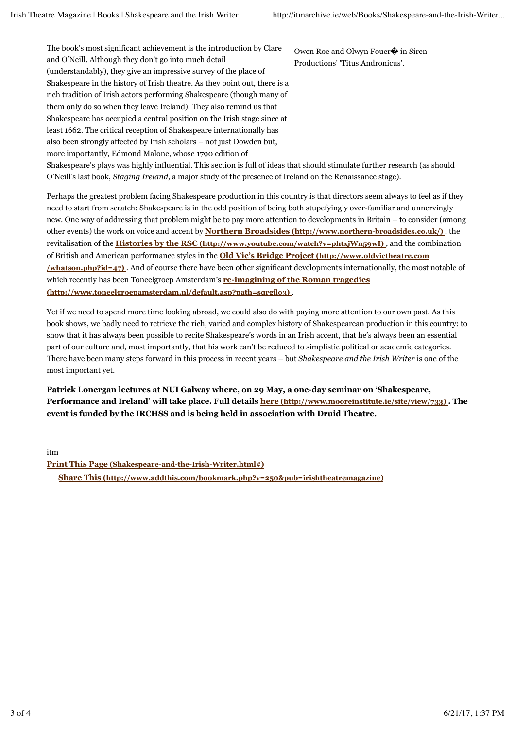The book's most significant achievement is the introduction by Clare and O'Neill. Although they don't go into much detail (understandably), they give an impressive survey of the place of Shakespeare in the history of Irish theatre. As they point out, there is a rich tradition of Irish actors performing Shakespeare (though many of them only do so when they leave Ireland). They also remind us that Shakespeare has occupied a central position on the Irish stage since at least 1662. The critical reception of Shakespeare internationally has also been strongly affected by Irish scholars – not just Dowden but, more importantly, Edmond Malone, whose 1790 edition of Shakespeare's plays was highly influential. This section is full of ideas that should stimulate further research (as should O'Neill's last book, *Staging Ireland*, a major study of the presence of Ireland on the Renaissance stage).

Owen Roe and Olwyn Fouer� in Siren Productions' 'Titus Andronicus'.

Perhaps the greatest problem facing Shakespeare production in this country is that directors seem always to feel as if they need to start from scratch: Shakespeare is in the odd position of being both stupefyingly over-familiar and unnervingly new. One way of addressing that problem might be to pay more attention to developments in Britain – to consider (among other events) the work on voice and accent by **Northern Broadsides (http://www.northern-broadsides.co.uk/)** , the revitalisation of the **Histories by the RSC (http://www.youtube.com/watch?v=phtxjWn59wI)** , and the combination of British and American performance styles in the **Old Vic's Bridge Project (http://www.oldvictheatre.com/whatson.php?id=47)** . And of course there have been other significant developments internationally, the most notable of which recently has been Toneelgroep Amsterdam's **re-imagining of the Roman tragedies (http://www.toneelgroepamsterdam.nl/default.asp?path=sqrgjlo3)** .

Yet if we need to spend more time looking abroad, we could also do with paying more attention to our own past. As this book shows, we badly need to retrieve the rich, varied and complex history of Shakespearean production in this country: to show that it has always been possible to recite Shakespeare's words in an Irish accent, that he's always been an essential part of our culture and, most importantly, that his work can't be reduced to simplistic political or academic categories. There have been many steps forward in this process in recent years – but *Shakespeare and the Irish Writer* is one of the most important yet.

**Patrick Lonergan lectures at NUI Galway where, on 29 May, a one-day seminar on 'Shakespeare, Performance and Ireland' will take place. Full details here (http://www.mooreinstitute.ie/site/view/733) . The event is funded by the IRCHSS and is being held in association with Druid Theatre.**

itm

**Print This Page (Shakespeare-and-the-Irish-Writer.html#)**

**Share This (http://www.addthis.com/bookmark.php?v=250&pub=irishtheatremagazine)**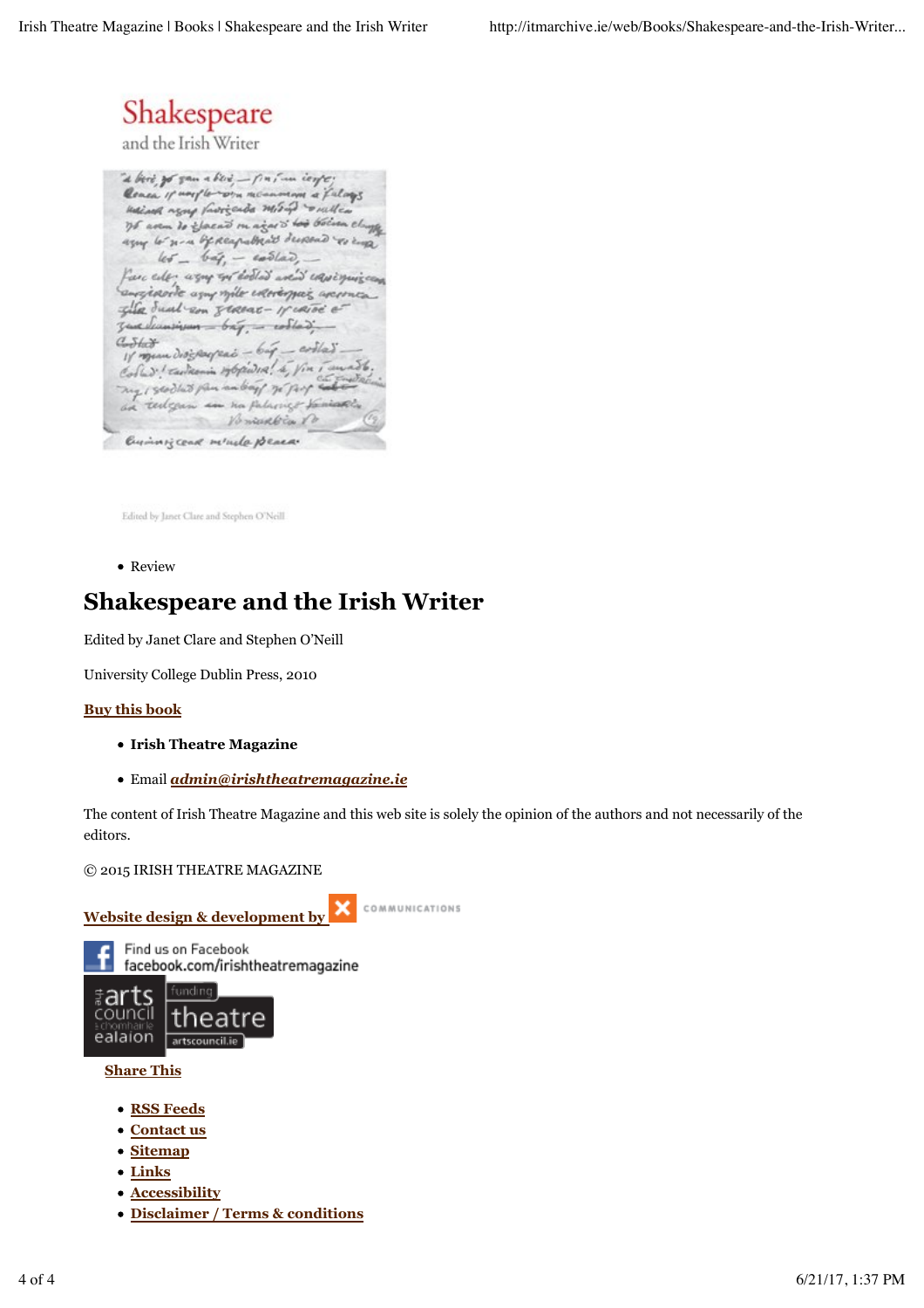Shakespeare

and the Irish Writer

Edited by Janet Clare and Stephen O'Neill

- Review

# Shakespeare and the Irish Writer

Edited by Janet Clare and Stephen O'Neill

University College Dublin Press, 2010

**Buy this book**

- **Irish Theatre Magazine**
- Email ***admin@irishtheatremagazine.ie***

The content of Irish Theatre Magazine and this web site is solely the opinion of the authors and not necessarily of the editors.

© 2015 IRISH THEATRE MAGAZINE

**Website design & development by** COMMUNICATIONS

Find us on Facebook
facebook.com/irishtheatremagazine

the arts council
an chomhairle ealaíon
funding
theatre
artscouncil.ie

**Share This**

- **RSS Feeds**
- **Contact us**
- **Sitemap**
- **Links**
- **Accessibility**
- **Disclaimer / Terms & conditions**